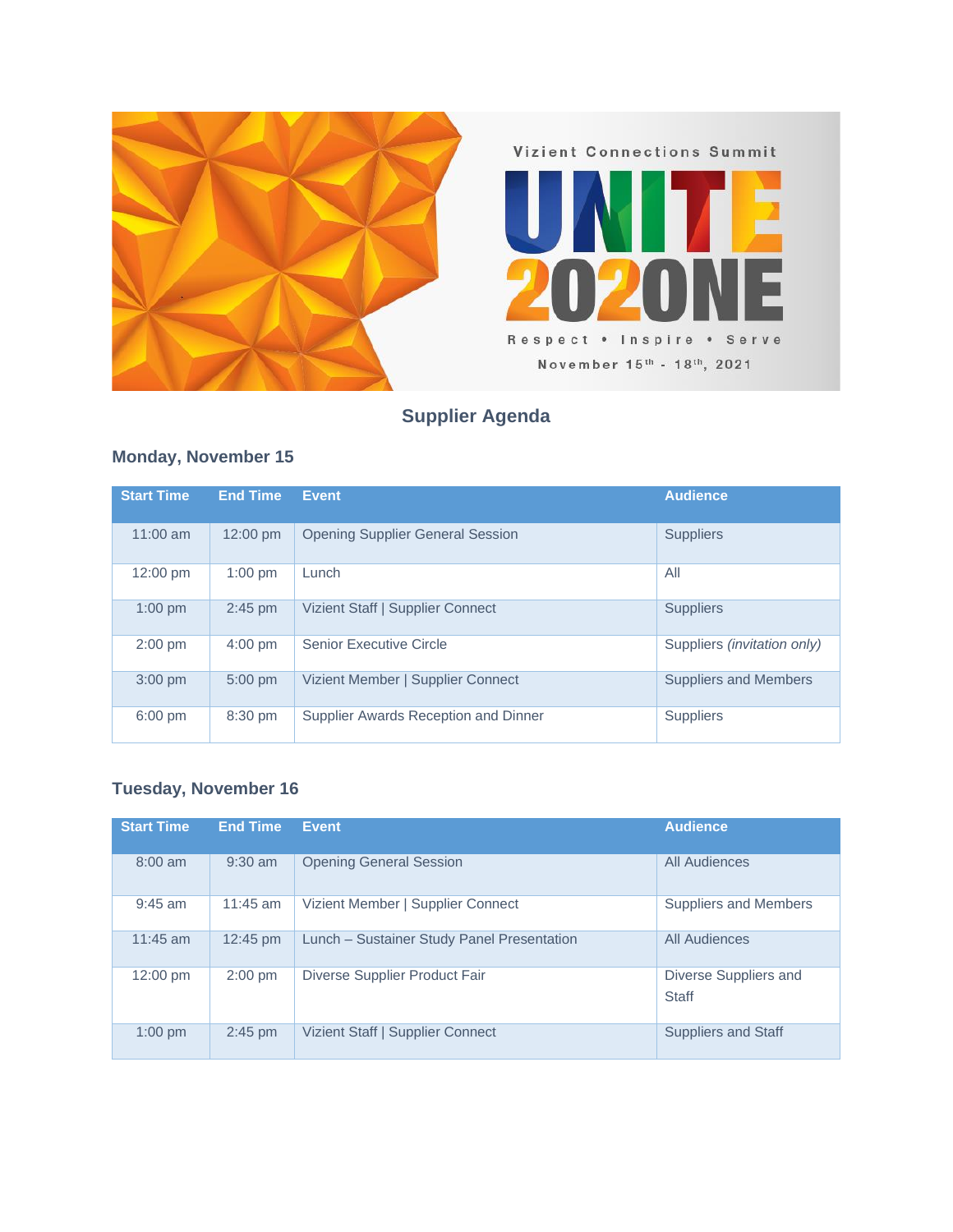Vizient Connections Summit

UNITE 2020NE

Respect • Inspire • Serve

November 15th - 18th, 2021

## Supplier Agenda

### Monday, November 15

| Start Time | End Time | Event | Audience |
|---|---|---|---|
| 11:00 am | 12:00 pm | Opening Supplier General Session | Suppliers |
| 12:00 pm | 1:00 pm | Lunch | All |
| 1:00 pm | 2:45 pm | Vizient Staff \| Supplier Connect | Suppliers |
| 2:00 pm | 4:00 pm | Senior Executive Circle | Suppliers *(invitation only)* |
| 3:00 pm | 5:00 pm | Vizient Member \| Supplier Connect | Suppliers and Members |
| 6:00 pm | 8:30 pm | Supplier Awards Reception and Dinner | Suppliers |

### Tuesday, November 16

| Start Time | End Time | Event | Audience |
|---|---|---|---|
| 8:00 am | 9:30 am | Opening General Session | All Audiences |
| 9:45 am | 11:45 am | Vizient Member \| Supplier Connect | Suppliers and Members |
| 11:45 am | 12:45 pm | Lunch – Sustainer Study Panel Presentation | All Audiences |
| 12:00 pm | 2:00 pm | Diverse Supplier Product Fair | Diverse Suppliers and Staff |
| 1:00 pm | 2:45 pm | Vizient Staff \| Supplier Connect | Suppliers and Staff |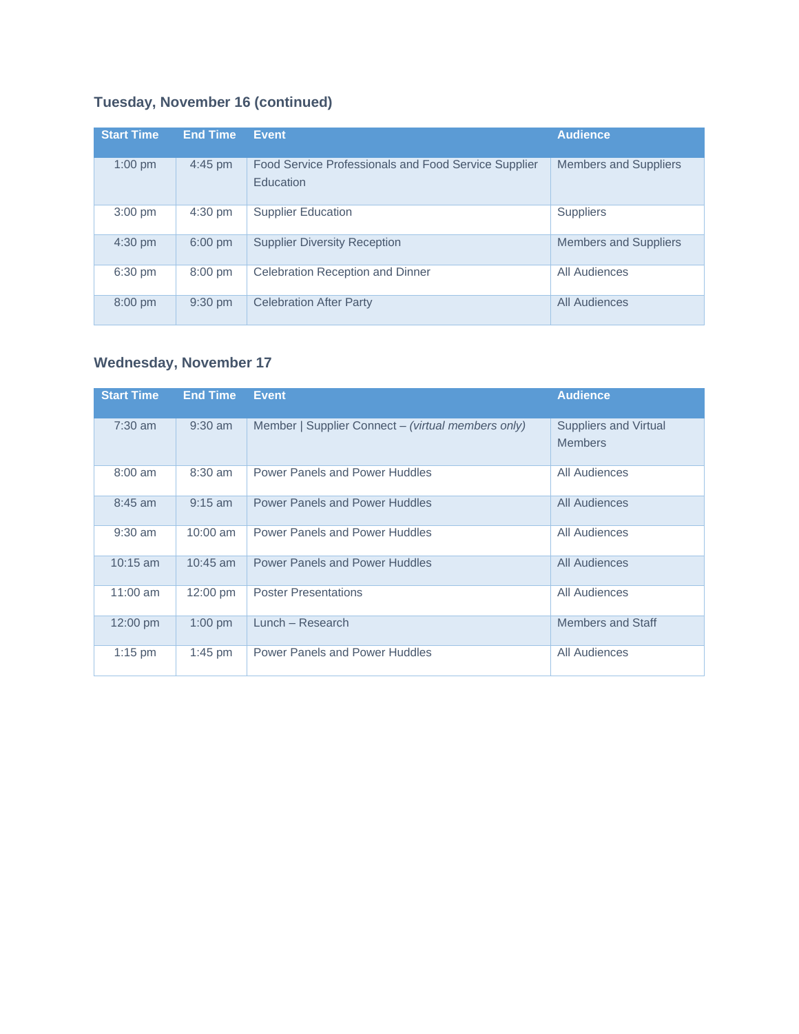### Tuesday, November 16 (continued)

| Start Time | End Time | Event | Audience |
| --- | --- | --- | --- |
| 1:00 pm | 4:45 pm | Food Service Professionals and Food Service Supplier Education | Members and Suppliers |
| 3:00 pm | 4:30 pm | Supplier Education | Suppliers |
| 4:30 pm | 6:00 pm | Supplier Diversity Reception | Members and Suppliers |
| 6:30 pm | 8:00 pm | Celebration Reception and Dinner | All Audiences |
| 8:00 pm | 9:30 pm | Celebration After Party | All Audiences |

### Wednesday, November 17

| Start Time | End Time | Event | Audience |
| --- | --- | --- | --- |
| 7:30 am | 9:30 am | Member &#124; Supplier Connect – *(virtual members only)* | Suppliers and Virtual Members |
| 8:00 am | 8:30 am | Power Panels and Power Huddles | All Audiences |
| 8:45 am | 9:15 am | Power Panels and Power Huddles | All Audiences |
| 9:30 am | 10:00 am | Power Panels and Power Huddles | All Audiences |
| 10:15 am | 10:45 am | Power Panels and Power Huddles | All Audiences |
| 11:00 am | 12:00 pm | Poster Presentations | All Audiences |
| 12:00 pm | 1:00 pm | Lunch – Research | Members and Staff |
| 1:15 pm | 1:45 pm | Power Panels and Power Huddles | All Audiences |